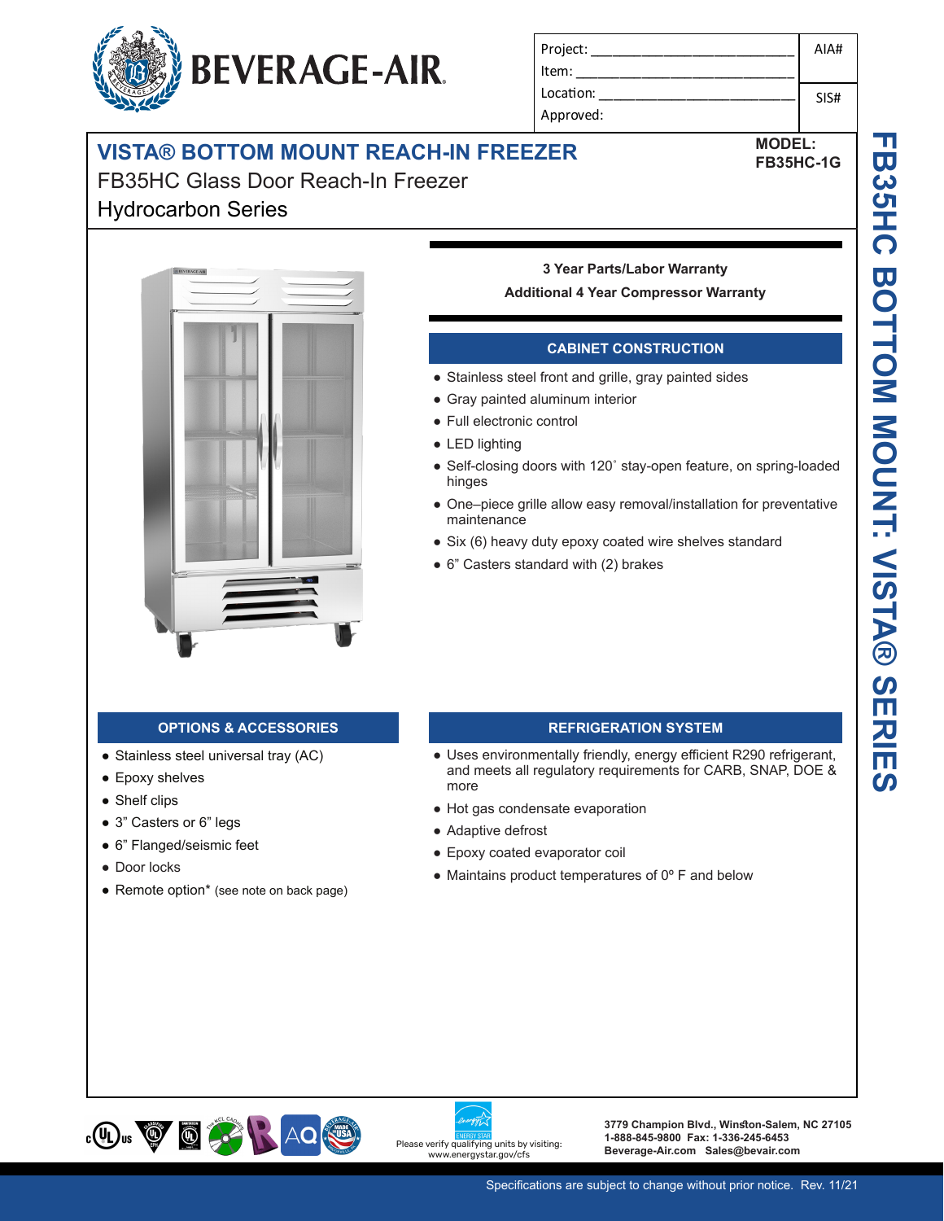BEVERAGE-AIR

| Project: ______________________ | AIA# |
| --- | --- |
| Item: ______________________ | |
| Location: ______________________ | SIS# |
| Approved: | |

# VISTA® BOTTOM MOUNT REACH-IN FREEZER

**MODEL: FB35HC-1G**

FB35HC Glass Door Reach-In Freezer
Hydrocarbon Series

FB35HC BOTTOM MOUNT: VISTA® SERIES

**3 Year Parts/Labor Warranty**
**Additional 4 Year Compressor Warranty**

## CABINET CONSTRUCTION

- Stainless steel front and grille, gray painted sides
- Gray painted aluminum interior
- Full electronic control
- LED lighting
- Self-closing doors with 120˚ stay-open feature, on spring-loaded hinges
- One–piece grille allow easy removal/installation for preventative maintenance
- Six (6) heavy duty epoxy coated wire shelves standard
- 6” Casters standard with (2) brakes

## OPTIONS & ACCESSORIES

- Stainless steel universal tray (AC)
- Epoxy shelves
- Shelf clips
- 3” Casters or 6” legs
- 6” Flanged/seismic feet
- Door locks
- Remote option* (see note on back page)

## REFRIGERATION SYSTEM

- Uses environmentally friendly, energy efficient R290 refrigerant, and meets all regulatory requirements for CARB, SNAP, DOE & more
- Hot gas condensate evaporation
- Adaptive defrost
- Epoxy coated evaporator coil
- Maintains product temperatures of 0º F and below

Please verify qualifying units by visiting: www.energystar.gov/cfs

**3779 Champion Blvd., Winston-Salem, NC 27105**
**1-888-845-9800 Fax: 1-336-245-6453**
**Beverage-Air.com Sales@bevair.com**

Specifications are subject to change without prior notice. Rev. 11/21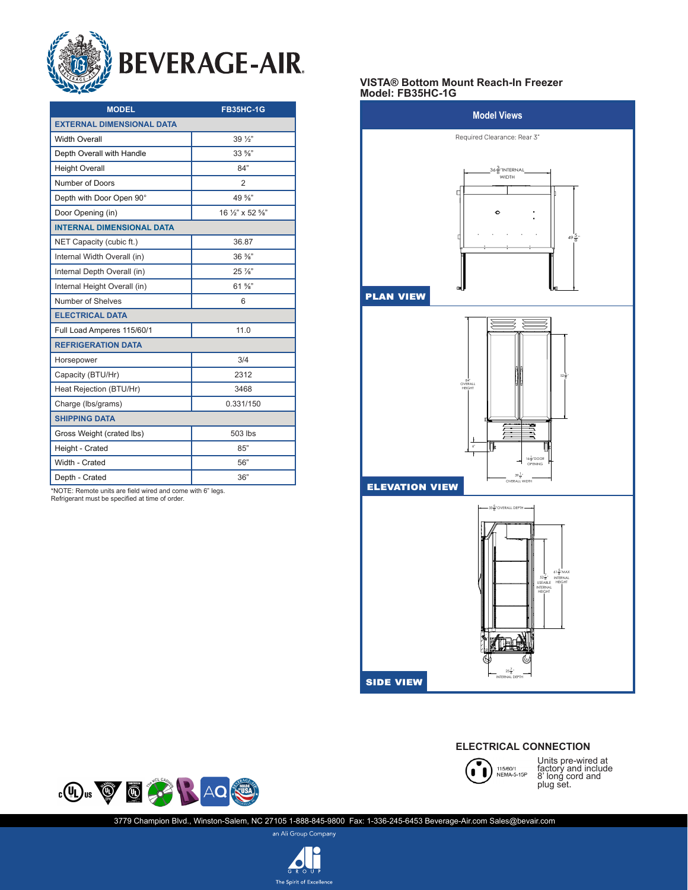# BEVERAGE-AIR

## VISTA® Bottom Mount Reach-In Freezer
## Model: FB35HC-1G

| MODEL | FB35HC-1G |
|---|---|
| **EXTERNAL DIMENSIONAL DATA** | |
| Width Overall | 39 ½" |
| Depth Overall with Handle | 33 ⅝" |
| Height Overall | 84" |
| Number of Doors | 2 |
| Depth with Door Open 90° | 49 ⅝" |
| Door Opening (in) | 16 ½" x 52 ⅝" |
| **INTERNAL DIMENSIONAL DATA** | |
| NET Capacity (cubic ft.) | 36.87 |
| Internal Width Overall (in) | 36 ⅜" |
| Internal Depth Overall (in) | 25 ⅞" |
| Internal Height Overall (in) | 61 ⅝" |
| Number of Shelves | 6 |
| **ELECTRICAL DATA** | |
| Full Load Amperes 115/60/1 | 11.0 |
| **REFRIGERATION DATA** | |
| Horsepower | 3/4 |
| Capacity (BTU/Hr) | 2312 |
| Heat Rejection (BTU/Hr) | 3468 |
| Charge (lbs/grams) | 0.331/150 |
| **SHIPPING DATA** | |
| Gross Weight (crated lbs) | 503 lbs |
| Height - Crated | 85" |
| Width - Crated | 56" |
| Depth - Crated | 36" |

*NOTE: Remote units are field wired and come with 6" legs.
Refrigerant must be specified at time of order.

### Model Views

Required Clearance: Rear 3"

36 ⅜" INTERNAL WIDTH

49 ⅝"

**PLAN VIEW**

84" OVERALL HEIGHT

52 ⅝"

6"

16 ½" DOOR OPENING

39 ½" OVERALL WIDTH

**ELEVATION VIEW**

33 ⅝" OVERALL DEPTH

61 ⅝" MAX INTERNAL HEIGHT

52 ⅝" USEABLE INTERNAL HEIGHT

25 ⅞" INTERNAL DEPTH

**SIDE VIEW**

### ELECTRICAL CONNECTION

115/60/1
NEMA-5-15P

Units pre-wired at factory and include 8' long cord and plug set.

3779 Champion Blvd., Winston-Salem, NC 27105 1-888-845-9800 Fax: 1-336-245-6453 Beverage-Air.com Sales@bevair.com

an Ali Group Company

The Spirit of Excellence